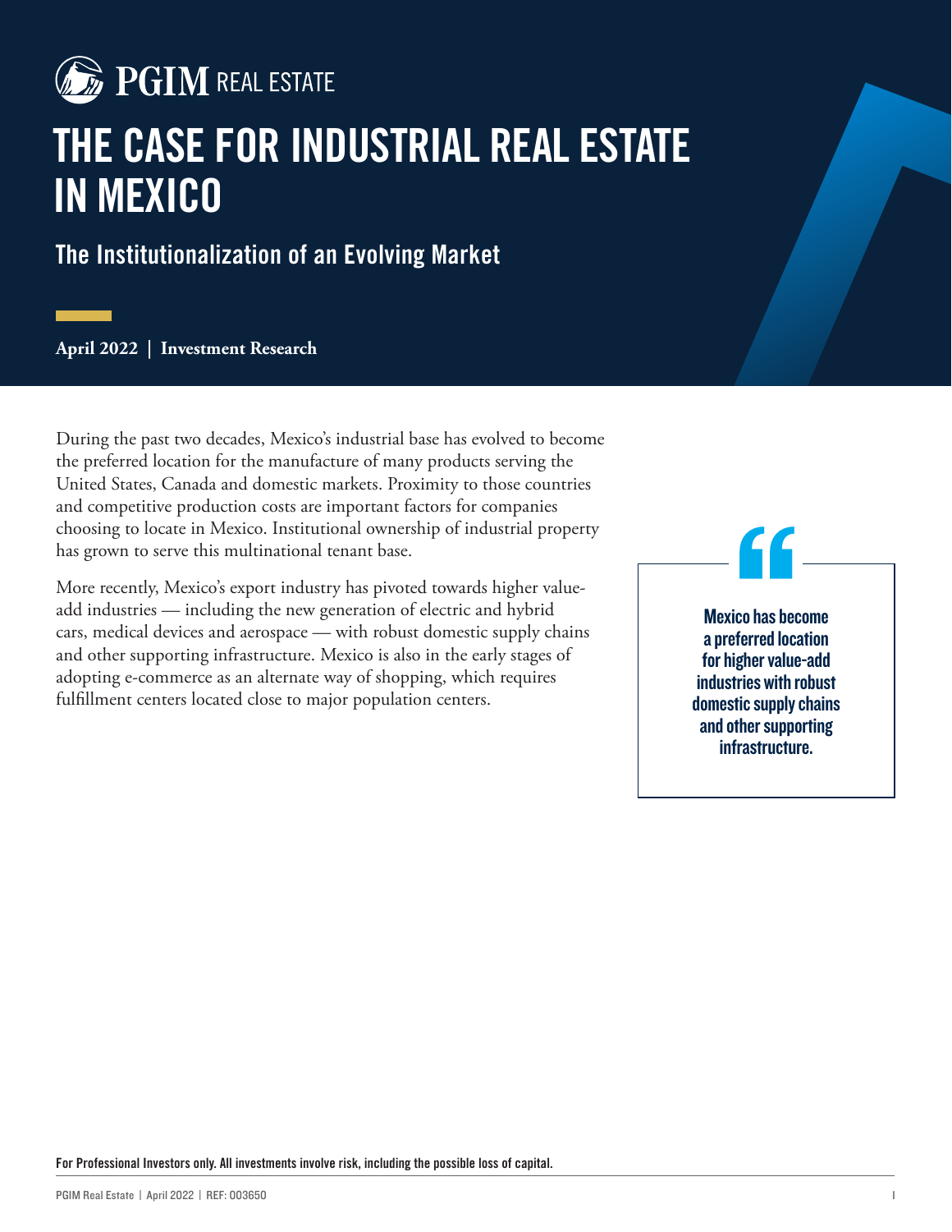PGIM REAL ESTATE

# THE CASE FOR INDUSTRIAL REAL ESTATE IN MEXICO

## The Institutionalization of an Evolving Market

**April 2022 | Investment Research**

During the past two decades, Mexico's industrial base has evolved to become the preferred location for the manufacture of many products serving the United States, Canada and domestic markets. Proximity to those countries and competitive production costs are important factors for companies choosing to locate in Mexico. Institutional ownership of industrial property has grown to serve this multinational tenant base.

More recently, Mexico's export industry has pivoted towards higher value-add industries — including the new generation of electric and hybrid cars, medical devices and aerospace — with robust domestic supply chains and other supporting infrastructure. Mexico is also in the early stages of adopting e-commerce as an alternate way of shopping, which requires fulfillment centers located close to major population centers.

> **Mexico has become a preferred location for higher value-add industries with robust domestic supply chains and other supporting infrastructure.**

**For Professional Investors only. All investments involve risk, including the possible loss of capital.**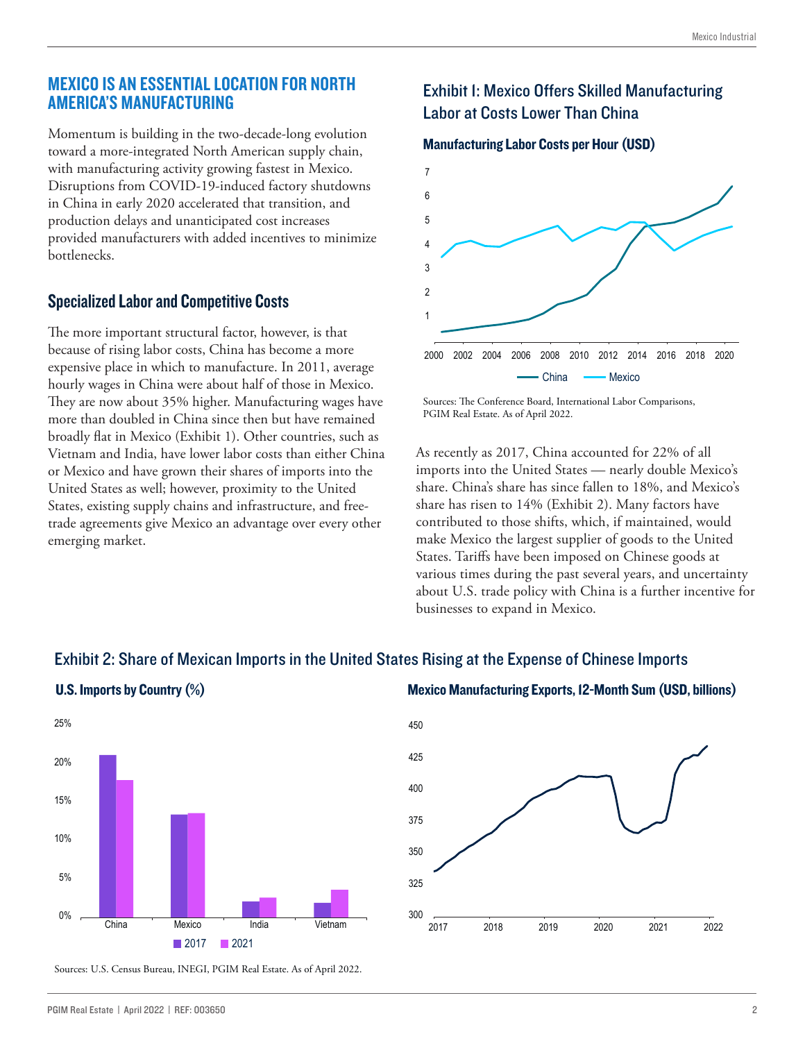## MEXICO IS AN ESSENTIAL LOCATION FOR NORTH AMERICA'S MANUFACTURING

Momentum is building in the two-decade-long evolution toward a more-integrated North American supply chain, with manufacturing activity growing fastest in Mexico. Disruptions from COVID-19-induced factory shutdowns in China in early 2020 accelerated that transition, and production delays and unanticipated cost increases provided manufacturers with added incentives to minimize bottlenecks.

### Specialized Labor and Competitive Costs

The more important structural factor, however, is that because of rising labor costs, China has become a more expensive place in which to manufacture. In 2011, average hourly wages in China were about half of those in Mexico. They are now about 35% higher. Manufacturing wages have more than doubled in China since then but have remained broadly flat in Mexico (Exhibit 1). Other countries, such as Vietnam and India, have lower labor costs than either China or Mexico and have grown their shares of imports into the United States as well; however, proximity to the United States, existing supply chains and infrastructure, and free-trade agreements give Mexico an advantage over every other emerging market.

### Exhibit 1: Mexico Offers Skilled Manufacturing Labor at Costs Lower Than China

**Manufacturing Labor Costs per Hour (USD)**

Sources: The Conference Board, International Labor Comparisons, PGIM Real Estate. As of April 2022.

As recently as 2017, China accounted for 22% of all imports into the United States — nearly double Mexico's share. China's share has since fallen to 18%, and Mexico's share has risen to 14% (Exhibit 2). Many factors have contributed to those shifts, which, if maintained, would make Mexico the largest supplier of goods to the United States. Tariffs have been imposed on Chinese goods at various times during the past several years, and uncertainty about U.S. trade policy with China is a further incentive for businesses to expand in Mexico.

### Exhibit 2: Share of Mexican Imports in the United States Rising at the Expense of Chinese Imports

**U.S. Imports by Country (%)**

**Mexico Manufacturing Exports, 12-Month Sum (USD, billions)**

Sources: U.S. Census Bureau, INEGI, PGIM Real Estate. As of April 2022.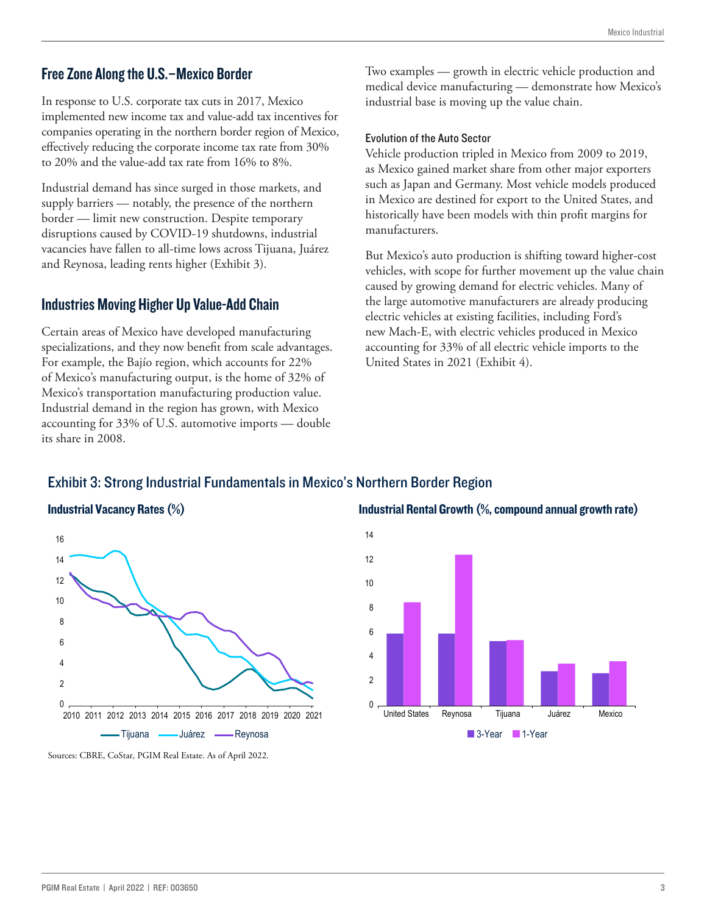## Free Zone Along the U.S.–Mexico Border

In response to U.S. corporate tax cuts in 2017, Mexico implemented new income tax and value-add tax incentives for companies operating in the northern border region of Mexico, effectively reducing the corporate income tax rate from 30% to 20% and the value-add tax rate from 16% to 8%.

Industrial demand has since surged in those markets, and supply barriers — notably, the presence of the northern border — limit new construction. Despite temporary disruptions caused by COVID-19 shutdowns, industrial vacancies have fallen to all-time lows across Tijuana, Juárez and Reynosa, leading rents higher (Exhibit 3).

## Industries Moving Higher Up Value-Add Chain

Certain areas of Mexico have developed manufacturing specializations, and they now benefit from scale advantages. For example, the Bajío region, which accounts for 22% of Mexico's manufacturing output, is the home of 32% of Mexico's transportation manufacturing production value. Industrial demand in the region has grown, with Mexico accounting for 33% of U.S. automotive imports — double its share in 2008.

Two examples — growth in electric vehicle production and medical device manufacturing — demonstrate how Mexico's industrial base is moving up the value chain.

### Evolution of the Auto Sector

Vehicle production tripled in Mexico from 2009 to 2019, as Mexico gained market share from other major exporters such as Japan and Germany. Most vehicle models produced in Mexico are destined for export to the United States, and historically have been models with thin profit margins for manufacturers.

But Mexico's auto production is shifting toward higher-cost vehicles, with scope for further movement up the value chain caused by growing demand for electric vehicles. Many of the large automotive manufacturers are already producing electric vehicles at existing facilities, including Ford's new Mach-E, with electric vehicles produced in Mexico accounting for 33% of all electric vehicle imports to the United States in 2021 (Exhibit 4).

## Exhibit 3: Strong Industrial Fundamentals in Mexico's Northern Border Region

**Industrial Vacancy Rates (%)**

**Industrial Rental Growth (%, compound annual growth rate)**

Sources: CBRE, CoStar, PGIM Real Estate. As of April 2022.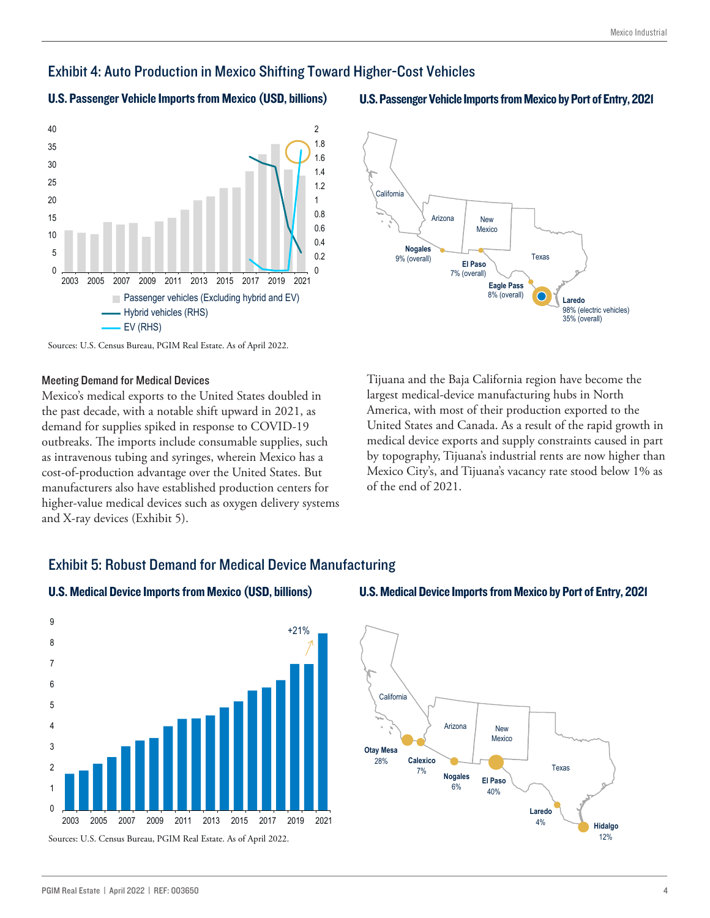## Exhibit 4: Auto Production in Mexico Shifting Toward Higher-Cost Vehicles

**U.S. Passenger Vehicle Imports from Mexico (USD, billions)**

- Passenger vehicles (Excluding hybrid and EV)
- Hybrid vehicles (RHS)
- EV (RHS)

**U.S. Passenger Vehicle Imports from Mexico by Port of Entry, 2021**

- **Nogales** 9% (overall)
- **El Paso** 7% (overall)
- **Eagle Pass** 8% (overall)
- **Laredo** 98% (electric vehicles), 35% (overall)

Sources: U.S. Census Bureau, PGIM Real Estate. As of April 2022.

### Meeting Demand for Medical Devices

Mexico's medical exports to the United States doubled in the past decade, with a notable shift upward in 2021, as demand for supplies spiked in response to COVID-19 outbreaks. The imports include consumable supplies, such as intravenous tubing and syringes, wherein Mexico has a cost-of-production advantage over the United States. But manufacturers also have established production centers for higher-value medical devices such as oxygen delivery systems and X-ray devices (Exhibit 5).

Tijuana and the Baja California region have become the largest medical-device manufacturing hubs in North America, with most of their production exported to the United States and Canada. As a result of the rapid growth in medical device exports and supply constraints caused in part by topography, Tijuana's industrial rents are now higher than Mexico City's, and Tijuana's vacancy rate stood below 1% as of the end of 2021.

## Exhibit 5: Robust Demand for Medical Device Manufacturing

**U.S. Medical Device Imports from Mexico (USD, billions)**

+21% (2021)

**U.S. Medical Device Imports from Mexico by Port of Entry, 2021**

- **Otay Mesa** 28%
- **Calexico** 7%
- **Nogales** 6%
- **El Paso** 40%
- **Laredo** 4%
- **Hidalgo** 12%

Sources: U.S. Census Bureau, PGIM Real Estate. As of April 2022.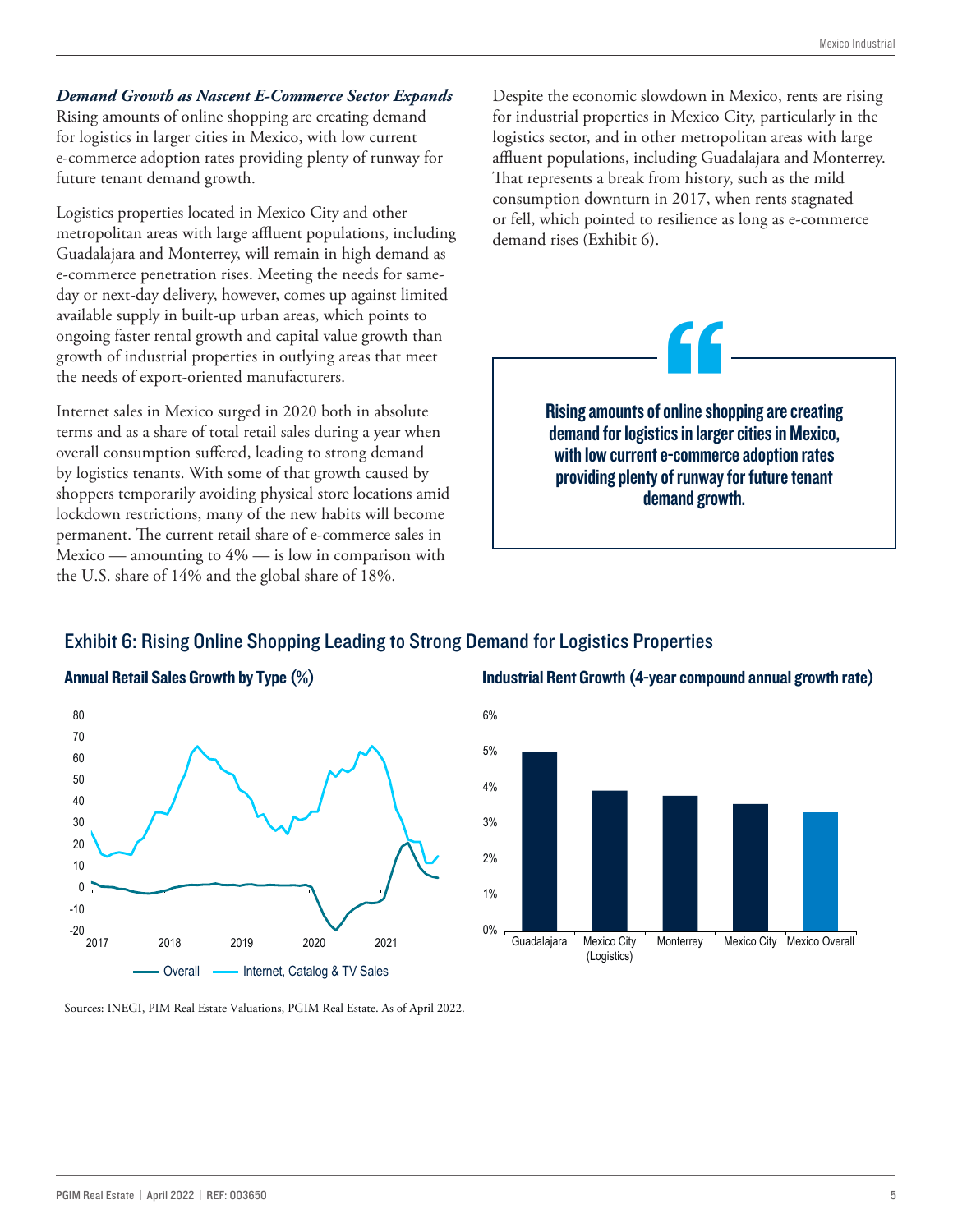***Demand Growth as Nascent E-Commerce Sector Expands***

Rising amounts of online shopping are creating demand for logistics in larger cities in Mexico, with low current e-commerce adoption rates providing plenty of runway for future tenant demand growth.

Logistics properties located in Mexico City and other metropolitan areas with large affluent populations, including Guadalajara and Monterrey, will remain in high demand as e-commerce penetration rises. Meeting the needs for same-day or next-day delivery, however, comes up against limited available supply in built-up urban areas, which points to ongoing faster rental growth and capital value growth than growth of industrial properties in outlying areas that meet the needs of export-oriented manufacturers.

Internet sales in Mexico surged in 2020 both in absolute terms and as a share of total retail sales during a year when overall consumption suffered, leading to strong demand by logistics tenants. With some of that growth caused by shoppers temporarily avoiding physical store locations amid lockdown restrictions, many of the new habits will become permanent. The current retail share of e-commerce sales in Mexico — amounting to 4% — is low in comparison with the U.S. share of 14% and the global share of 18%.

Despite the economic slowdown in Mexico, rents are rising for industrial properties in Mexico City, particularly in the logistics sector, and in other metropolitan areas with large affluent populations, including Guadalajara and Monterrey. That represents a break from history, such as the mild consumption downturn in 2017, when rents stagnated or fell, which pointed to resilience as long as e-commerce demand rises (Exhibit 6).

> **Rising amounts of online shopping are creating demand for logistics in larger cities in Mexico, with low current e-commerce adoption rates providing plenty of runway for future tenant demand growth.**

## Exhibit 6: Rising Online Shopping Leading to Strong Demand for Logistics Properties

**Annual Retail Sales Growth by Type (%)**

Legend: Overall; Internet, Catalog & TV Sales (2017–2021)

**Industrial Rent Growth (4-year compound annual growth rate)**

| Market | Growth |
|---|---|
| Guadalajara | ~5.0% |
| Mexico City (Logistics) | ~3.9% |
| Monterrey | ~3.8% |
| Mexico City | ~3.5% |
| Mexico Overall | ~3.3% |

Sources: INEGI, PIM Real Estate Valuations, PGIM Real Estate. As of April 2022.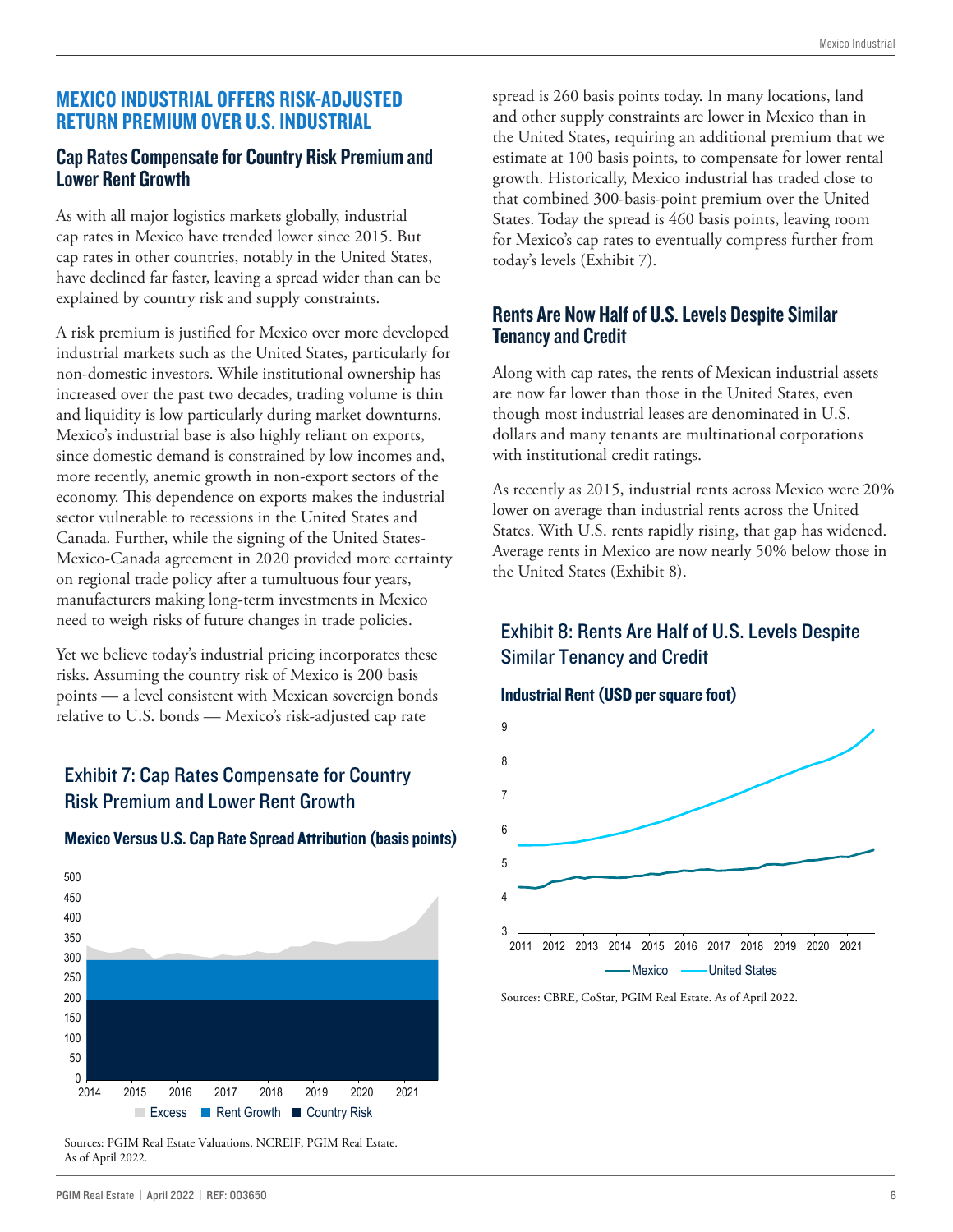## MEXICO INDUSTRIAL OFFERS RISK-ADJUSTED RETURN PREMIUM OVER U.S. INDUSTRIAL

### Cap Rates Compensate for Country Risk Premium and Lower Rent Growth

As with all major logistics markets globally, industrial cap rates in Mexico have trended lower since 2015. But cap rates in other countries, notably in the United States, have declined far faster, leaving a spread wider than can be explained by country risk and supply constraints.

A risk premium is justified for Mexico over more developed industrial markets such as the United States, particularly for non-domestic investors. While institutional ownership has increased over the past two decades, trading volume is thin and liquidity is low particularly during market downturns. Mexico's industrial base is also highly reliant on exports, since domestic demand is constrained by low incomes and, more recently, anemic growth in non-export sectors of the economy. This dependence on exports makes the industrial sector vulnerable to recessions in the United States and Canada. Further, while the signing of the United States-Mexico-Canada agreement in 2020 provided more certainty on regional trade policy after a tumultuous four years, manufacturers making long-term investments in Mexico need to weigh risks of future changes in trade policies.

Yet we believe today's industrial pricing incorporates these risks. Assuming the country risk of Mexico is 200 basis points — a level consistent with Mexican sovereign bonds relative to U.S. bonds — Mexico's risk-adjusted cap rate spread is 260 basis points today. In many locations, land and other supply constraints are lower in Mexico than in the United States, requiring an additional premium that we estimate at 100 basis points, to compensate for lower rental growth. Historically, Mexico industrial has traded close to that combined 300-basis-point premium over the United States. Today the spread is 460 basis points, leaving room for Mexico's cap rates to eventually compress further from today's levels (Exhibit 7).

### Exhibit 7: Cap Rates Compensate for Country Risk Premium and Lower Rent Growth

**Mexico Versus U.S. Cap Rate Spread Attribution (basis points)**

Sources: PGIM Real Estate Valuations, NCREIF, PGIM Real Estate. As of April 2022.

### Rents Are Now Half of U.S. Levels Despite Similar Tenancy and Credit

Along with cap rates, the rents of Mexican industrial assets are now far lower than those in the United States, even though most industrial leases are denominated in U.S. dollars and many tenants are multinational corporations with institutional credit ratings.

As recently as 2015, industrial rents across Mexico were 20% lower on average than industrial rents across the United States. With U.S. rents rapidly rising, that gap has widened. Average rents in Mexico are now nearly 50% below those in the United States (Exhibit 8).

### Exhibit 8: Rents Are Half of U.S. Levels Despite Similar Tenancy and Credit

**Industrial Rent (USD per square foot)**

Sources: CBRE, CoStar, PGIM Real Estate. As of April 2022.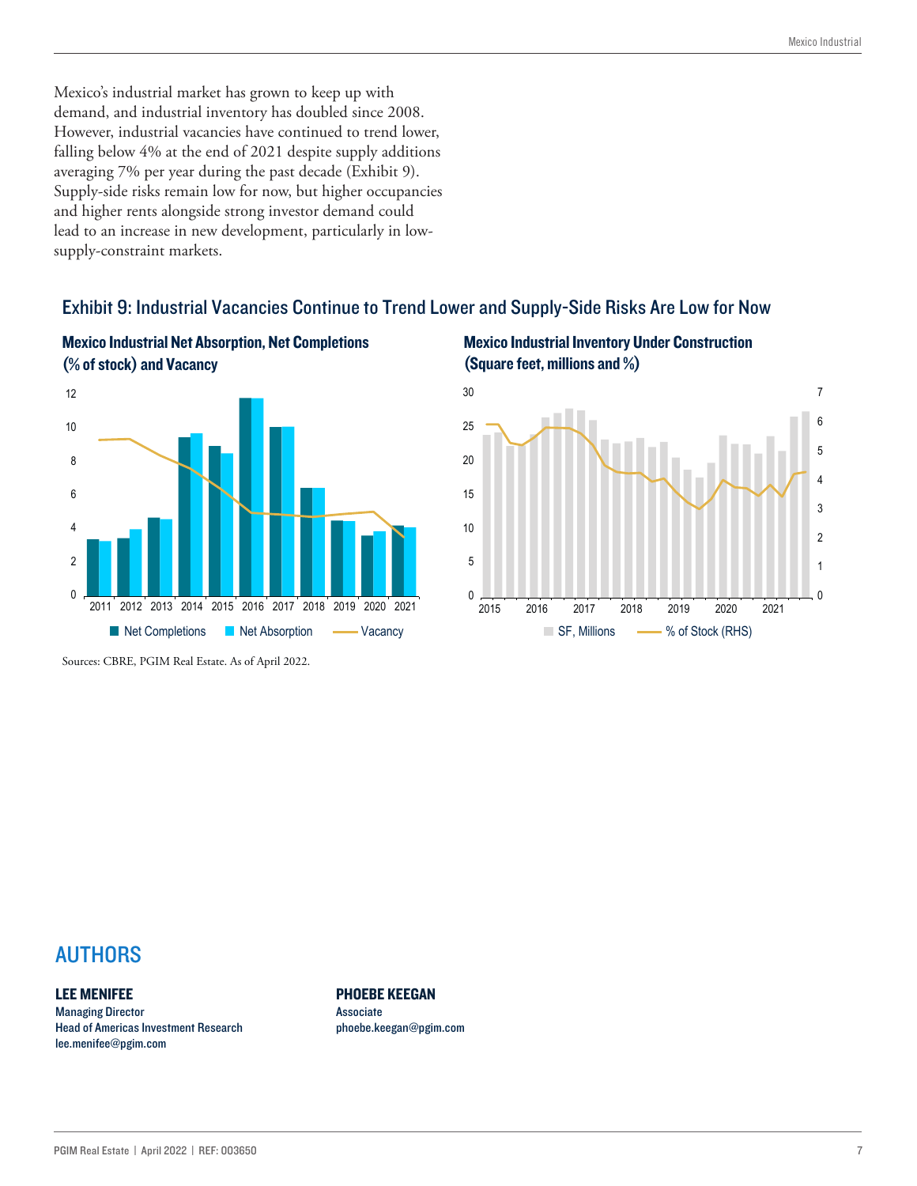Mexico's industrial market has grown to keep up with demand, and industrial inventory has doubled since 2008. However, industrial vacancies have continued to trend lower, falling below 4% at the end of 2021 despite supply additions averaging 7% per year during the past decade (Exhibit 9). Supply-side risks remain low for now, but higher occupancies and higher rents alongside strong investor demand could lead to an increase in new development, particularly in low-supply-constraint markets.

## Exhibit 9: Industrial Vacancies Continue to Trend Lower and Supply-Side Risks Are Low for Now

**Mexico Industrial Net Absorption, Net Completions (% of stock) and Vacancy**

**Mexico Industrial Inventory Under Construction (Square feet, millions and %)**

Sources: CBRE, PGIM Real Estate. As of April 2022.

## AUTHORS

**LEE MENIFEE**
Managing Director
Head of Americas Investment Research
lee.menifee@pgim.com

**PHOEBE KEEGAN**
Associate
phoebe.keegan@pgim.com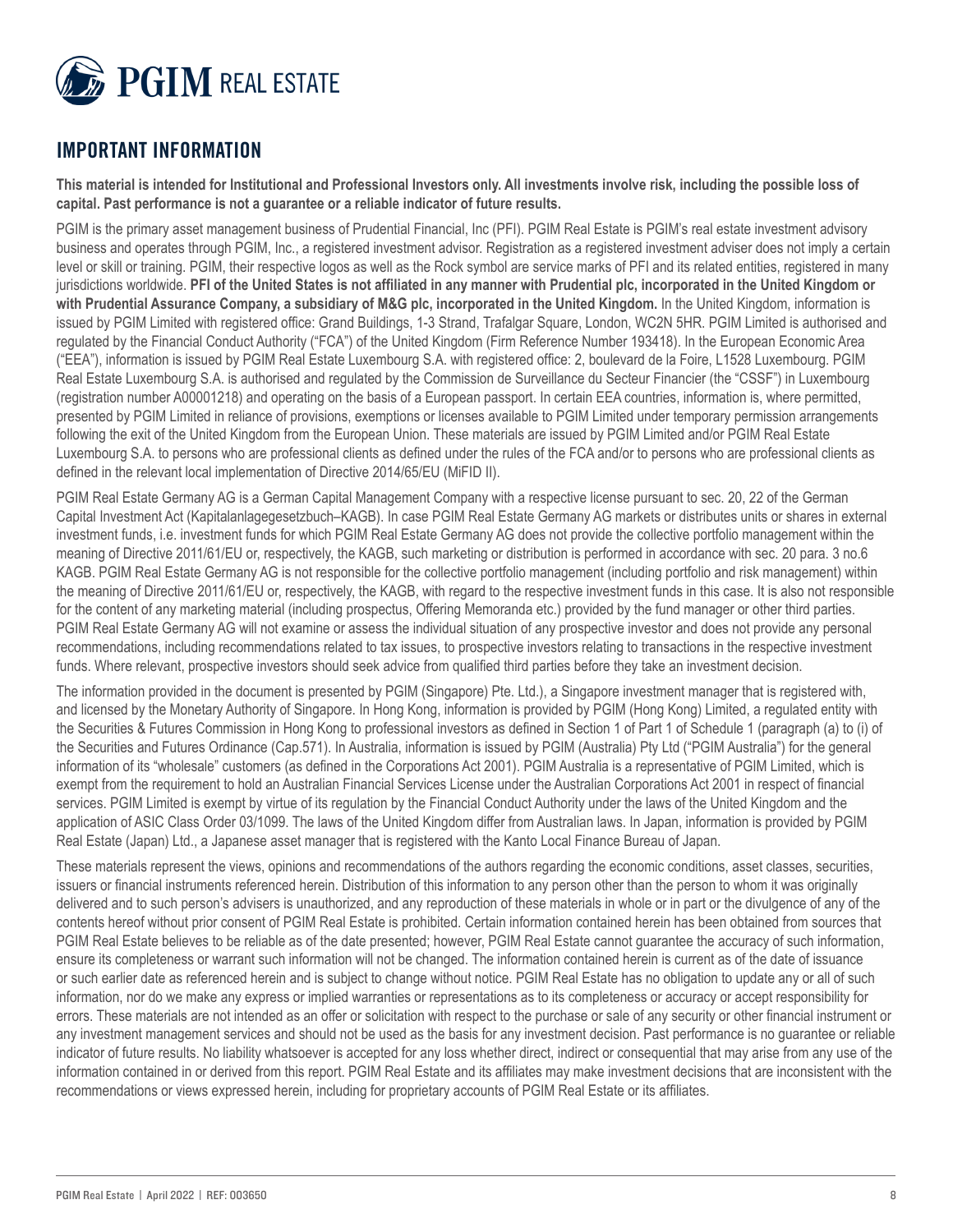## IMPORTANT INFORMATION

**This material is intended for Institutional and Professional Investors only. All investments involve risk, including the possible loss of capital. Past performance is not a guarantee or a reliable indicator of future results.**

PGIM is the primary asset management business of Prudential Financial, Inc (PFI). PGIM Real Estate is PGIM's real estate investment advisory business and operates through PGIM, Inc., a registered investment advisor. Registration as a registered investment adviser does not imply a certain level or skill or training. PGIM, their respective logos as well as the Rock symbol are service marks of PFI and its related entities, registered in many jurisdictions worldwide. **PFI of the United States is not affiliated in any manner with Prudential plc, incorporated in the United Kingdom or with Prudential Assurance Company, a subsidiary of M&G plc, incorporated in the United Kingdom.** In the United Kingdom, information is issued by PGIM Limited with registered office: Grand Buildings, 1-3 Strand, Trafalgar Square, London, WC2N 5HR. PGIM Limited is authorised and regulated by the Financial Conduct Authority ("FCA") of the United Kingdom (Firm Reference Number 193418). In the European Economic Area ("EEA"), information is issued by PGIM Real Estate Luxembourg S.A. with registered office: 2, boulevard de la Foire, L1528 Luxembourg. PGIM Real Estate Luxembourg S.A. is authorised and regulated by the Commission de Surveillance du Secteur Financier (the "CSSF") in Luxembourg (registration number A00001218) and operating on the basis of a European passport. In certain EEA countries, information is, where permitted, presented by PGIM Limited in reliance of provisions, exemptions or licenses available to PGIM Limited under temporary permission arrangements following the exit of the United Kingdom from the European Union. These materials are issued by PGIM Limited and/or PGIM Real Estate Luxembourg S.A. to persons who are professional clients as defined under the rules of the FCA and/or to persons who are professional clients as defined in the relevant local implementation of Directive 2014/65/EU (MiFID II).

PGIM Real Estate Germany AG is a German Capital Management Company with a respective license pursuant to sec. 20, 22 of the German Capital Investment Act (Kapitalanlagegesetzbuch–KAGB). In case PGIM Real Estate Germany AG markets or distributes units or shares in external investment funds, i.e. investment funds for which PGIM Real Estate Germany AG does not provide the collective portfolio management within the meaning of Directive 2011/61/EU or, respectively, the KAGB, such marketing or distribution is performed in accordance with sec. 20 para. 3 no.6 KAGB. PGIM Real Estate Germany AG is not responsible for the collective portfolio management (including portfolio and risk management) within the meaning of Directive 2011/61/EU or, respectively, the KAGB, with regard to the respective investment funds in this case. It is also not responsible for the content of any marketing material (including prospectus, Offering Memoranda etc.) provided by the fund manager or other third parties. PGIM Real Estate Germany AG will not examine or assess the individual situation of any prospective investor and does not provide any personal recommendations, including recommendations related to tax issues, to prospective investors relating to transactions in the respective investment funds. Where relevant, prospective investors should seek advice from qualified third parties before they take an investment decision.

The information provided in the document is presented by PGIM (Singapore) Pte. Ltd.), a Singapore investment manager that is registered with, and licensed by the Monetary Authority of Singapore. In Hong Kong, information is provided by PGIM (Hong Kong) Limited, a regulated entity with the Securities & Futures Commission in Hong Kong to professional investors as defined in Section 1 of Part 1 of Schedule 1 (paragraph (a) to (i) of the Securities and Futures Ordinance (Cap.571). In Australia, information is issued by PGIM (Australia) Pty Ltd ("PGIM Australia") for the general information of its "wholesale" customers (as defined in the Corporations Act 2001). PGIM Australia is a representative of PGIM Limited, which is exempt from the requirement to hold an Australian Financial Services License under the Australian Corporations Act 2001 in respect of financial services. PGIM Limited is exempt by virtue of its regulation by the Financial Conduct Authority under the laws of the United Kingdom and the application of ASIC Class Order 03/1099. The laws of the United Kingdom differ from Australian laws. In Japan, information is provided by PGIM Real Estate (Japan) Ltd., a Japanese asset manager that is registered with the Kanto Local Finance Bureau of Japan.

These materials represent the views, opinions and recommendations of the authors regarding the economic conditions, asset classes, securities, issuers or financial instruments referenced herein. Distribution of this information to any person other than the person to whom it was originally delivered and to such person's advisers is unauthorized, and any reproduction of these materials in whole or in part or the divulgence of any of the contents hereof without prior consent of PGIM Real Estate is prohibited. Certain information contained herein has been obtained from sources that PGIM Real Estate believes to be reliable as of the date presented; however, PGIM Real Estate cannot guarantee the accuracy of such information, ensure its completeness or warrant such information will not be changed. The information contained herein is current as of the date of issuance or such earlier date as referenced herein and is subject to change without notice. PGIM Real Estate has no obligation to update any or all of such information, nor do we make any express or implied warranties or representations as to its completeness or accuracy or accept responsibility for errors. These materials are not intended as an offer or solicitation with respect to the purchase or sale of any security or other financial instrument or any investment management services and should not be used as the basis for any investment decision. Past performance is no guarantee or reliable indicator of future results. No liability whatsoever is accepted for any loss whether direct, indirect or consequential that may arise from any use of the information contained in or derived from this report. PGIM Real Estate and its affiliates may make investment decisions that are inconsistent with the recommendations or views expressed herein, including for proprietary accounts of PGIM Real Estate or its affiliates.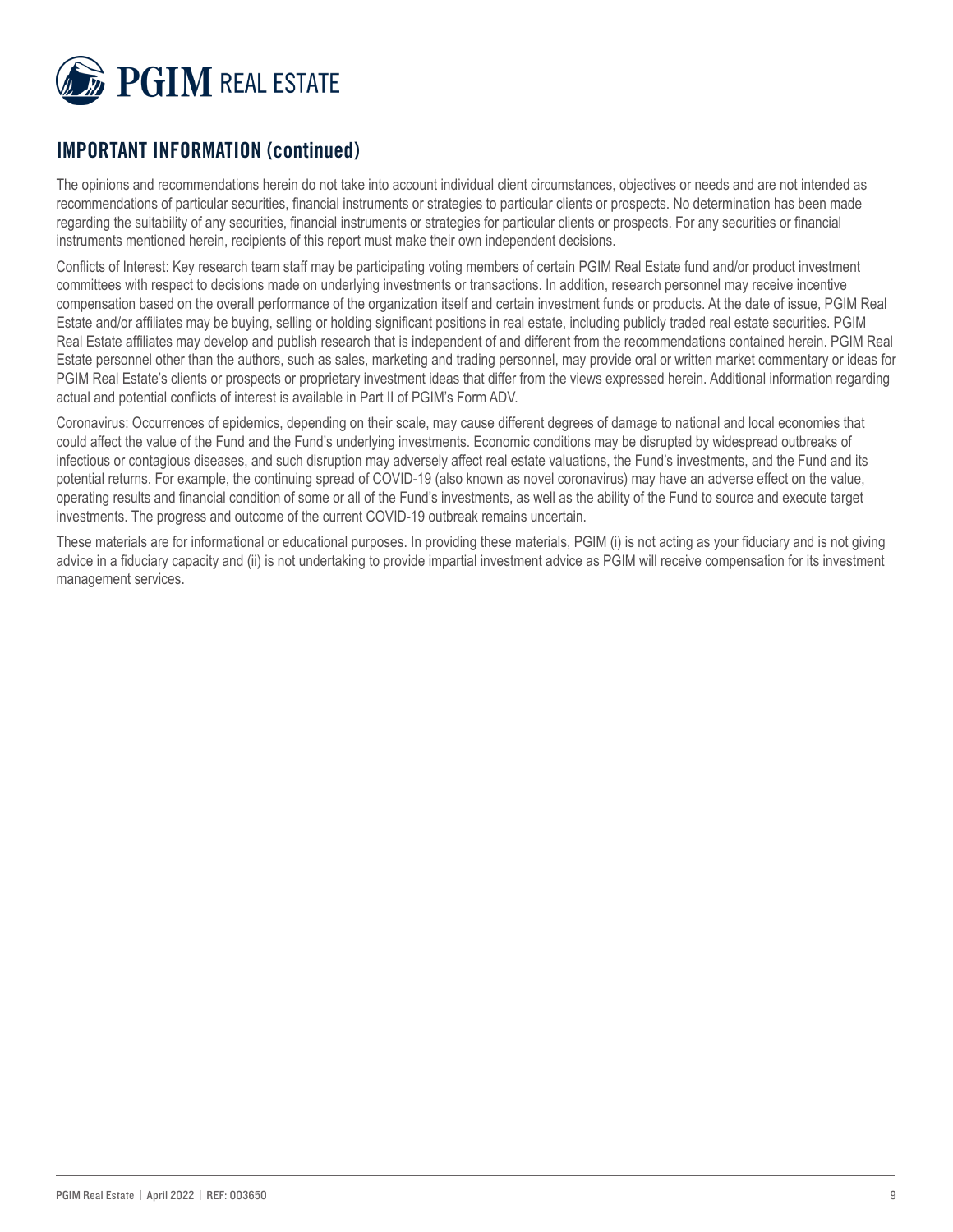## IMPORTANT INFORMATION (continued)

The opinions and recommendations herein do not take into account individual client circumstances, objectives or needs and are not intended as recommendations of particular securities, financial instruments or strategies to particular clients or prospects. No determination has been made regarding the suitability of any securities, financial instruments or strategies for particular clients or prospects. For any securities or financial instruments mentioned herein, recipients of this report must make their own independent decisions.

Conflicts of Interest: Key research team staff may be participating voting members of certain PGIM Real Estate fund and/or product investment committees with respect to decisions made on underlying investments or transactions. In addition, research personnel may receive incentive compensation based on the overall performance of the organization itself and certain investment funds or products. At the date of issue, PGIM Real Estate and/or affiliates may be buying, selling or holding significant positions in real estate, including publicly traded real estate securities. PGIM Real Estate affiliates may develop and publish research that is independent of and different from the recommendations contained herein. PGIM Real Estate personnel other than the authors, such as sales, marketing and trading personnel, may provide oral or written market commentary or ideas for PGIM Real Estate's clients or prospects or proprietary investment ideas that differ from the views expressed herein. Additional information regarding actual and potential conflicts of interest is available in Part II of PGIM's Form ADV.

Coronavirus: Occurrences of epidemics, depending on their scale, may cause different degrees of damage to national and local economies that could affect the value of the Fund and the Fund's underlying investments. Economic conditions may be disrupted by widespread outbreaks of infectious or contagious diseases, and such disruption may adversely affect real estate valuations, the Fund's investments, and the Fund and its potential returns. For example, the continuing spread of COVID-19 (also known as novel coronavirus) may have an adverse effect on the value, operating results and financial condition of some or all of the Fund's investments, as well as the ability of the Fund to source and execute target investments. The progress and outcome of the current COVID-19 outbreak remains uncertain.

These materials are for informational or educational purposes. In providing these materials, PGIM (i) is not acting as your fiduciary and is not giving advice in a fiduciary capacity and (ii) is not undertaking to provide impartial investment advice as PGIM will receive compensation for its investment management services.